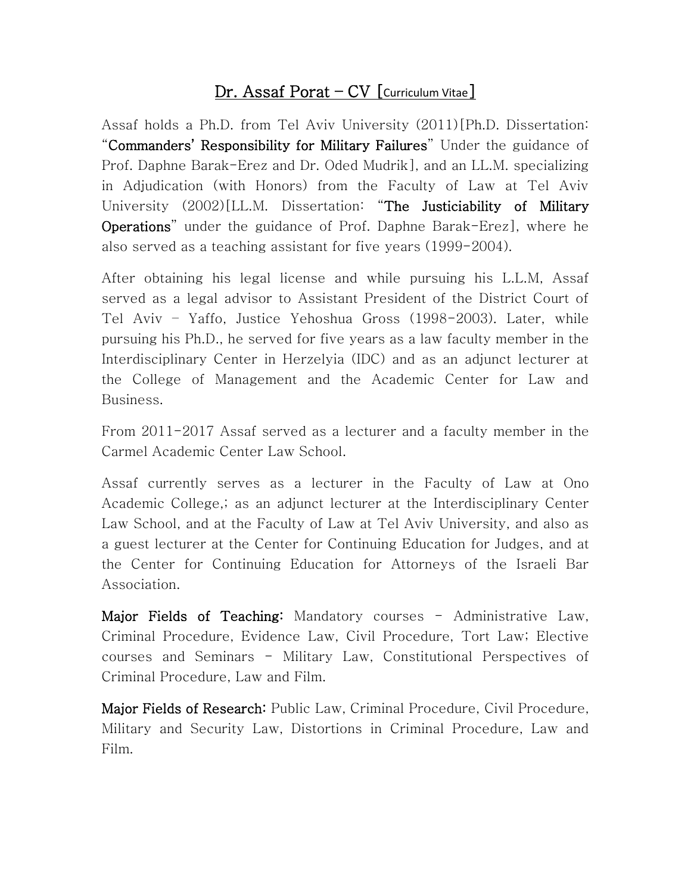# Dr. Assaf Porat – CV [Curriculum Vitae]

Assaf holds a Ph.D. from Tel Aviv University (2011)[Ph.D. Dissertation: "**Commanders' Responsibility for Military Failures**" Under the guidance of Prof. Daphne Barak-Erez and Dr. Oded Mudrik], and an LL.M. specializing in Adjudication (with Honors) from the Faculty of Law at Tel Aviv University (2002)[LL.M. Dissertation: "**The Justiciability of Military Operations**" under the guidance of Prof. Daphne Barak-Erez], where he also served as a teaching assistant for five years (1999-2004).

After obtaining his legal license and while pursuing his L.L.M, Assaf served as a legal advisor to Assistant President of the District Court of Tel Aviv - Yaffo, Justice Yehoshua Gross (1998-2003). Later, while pursuing his Ph.D., he served for five years as a law faculty member in the Interdisciplinary Center in Herzelyia (IDC) and as an adjunct lecturer at the College of Management and the Academic Center for Law and Business.

From 2011-2017 Assaf served as a lecturer and a faculty member in the Carmel Academic Center Law School.

Assaf currently serves as a lecturer in the Faculty of Law at Ono Academic College,; as an adjunct lecturer at the Interdisciplinary Center Law School, and at the Faculty of Law at Tel Aviv University, and also as a guest lecturer at the Center for Continuing Education for Judges, and at the Center for Continuing Education for Attorneys of the Israeli Bar Association.

**Major Fields of Teaching:** Mandatory courses - Administrative Law, Criminal Procedure, Evidence Law, Civil Procedure, Tort Law; Elective courses and Seminars - Military Law, Constitutional Perspectives of Criminal Procedure, Law and Film.

**Major Fields of Research:** Public Law, Criminal Procedure, Civil Procedure, Military and Security Law, Distortions in Criminal Procedure, Law and Film.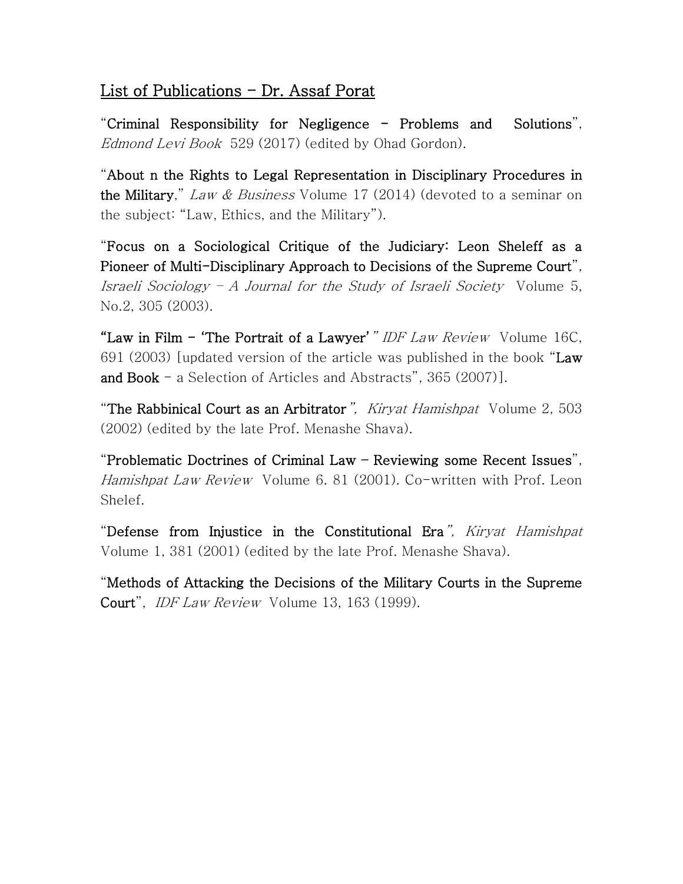## List of Publications – Dr. Assaf Porat

"**Criminal Responsibility for Negligence – Problems and Solutions**", *Edmond Levi Book* 529 (2017) (edited by Ohad Gordon).

"**About n the Rights to Legal Representation in Disciplinary Procedures in the Military**," *Law & Business* Volume 17 (2014) (devoted to a seminar on the subject: "Law, Ethics, and the Military").

"**Focus on a Sociological Critique of the Judiciary: Leon Sheleff as a Pioneer of Multi-Disciplinary Approach to Decisions of the Supreme Court**", *Israeli Sociology – A Journal for the Study of Israeli Society* Volume 5, No.2, 305 (2003).

**"Law in Film – 'The Portrait of a Lawyer'**" *IDF Law Review* Volume 16C, 691 (2003) [updated version of the article was published in the book "**Law and Book** – a Selection of Articles and Abstracts", 365 (2007)].

"**The Rabbinical Court as an Arbitrator**", *Kiryat Hamishpat* Volume 2, 503 (2002) (edited by the late Prof. Menashe Shava).

"**Problematic Doctrines of Criminal Law – Reviewing some Recent Issues**", *Hamishpat Law Review* Volume 6. 81 (2001). Co-written with Prof. Leon Shelef.

"**Defense from Injustice in the Constitutional Era**", *Kiryat Hamishpat* Volume 1, 381 (2001) (edited by the late Prof. Menashe Shava).

"**Methods of Attacking the Decisions of the Military Courts in the Supreme Court**", *IDF Law Review* Volume 13, 163 (1999).